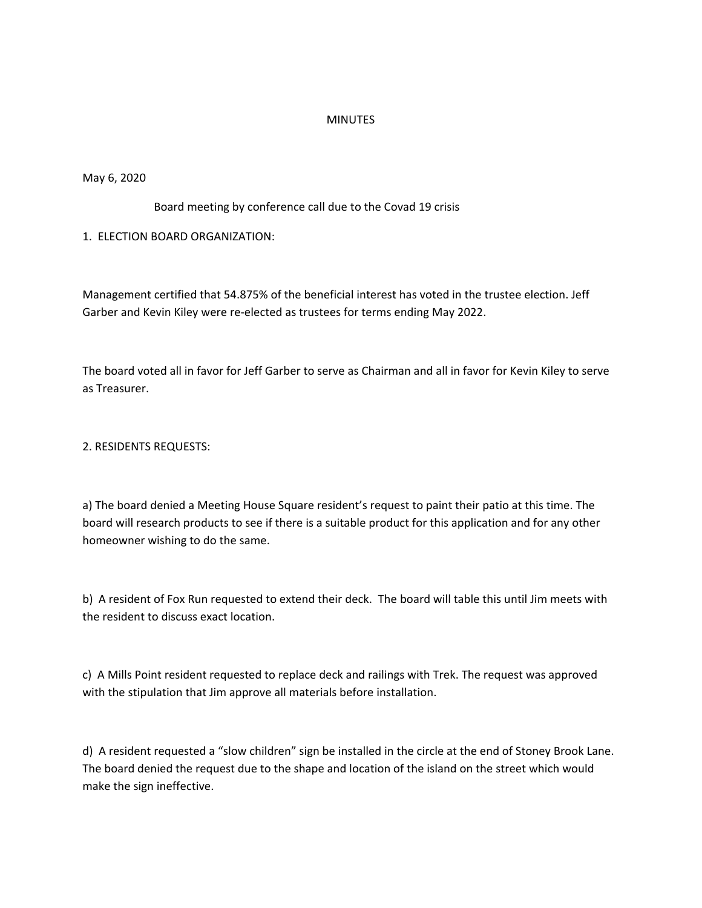# MINUTES

May 6, 2020

Board meeting by conference call due to the Covad 19 crisis

1. ELECTION BOARD ORGANIZATION:

Management certified that 54.875% of the beneficial interest has voted in the trustee election. Jeff Garber and Kevin Kiley were re-elected as trustees for terms ending May 2022.

The board voted all in favor for Jeff Garber to serve as Chairman and all in favor for Kevin Kiley to serve as Treasurer.

2. RESIDENTS REQUESTS:

a) The board denied a Meeting House Square resident's request to paint their patio at this time. The board will research products to see if there is a suitable product for this application and for any other homeowner wishing to do the same.

b) A resident of Fox Run requested to extend their deck. The board will table this until Jim meets with the resident to discuss exact location.

c) A Mills Point resident requested to replace deck and railings with Trek. The request was approved with the stipulation that Jim approve all materials before installation.

d) A resident requested a "slow children" sign be installed in the circle at the end of Stoney Brook Lane. The board denied the request due to the shape and location of the island on the street which would make the sign ineffective.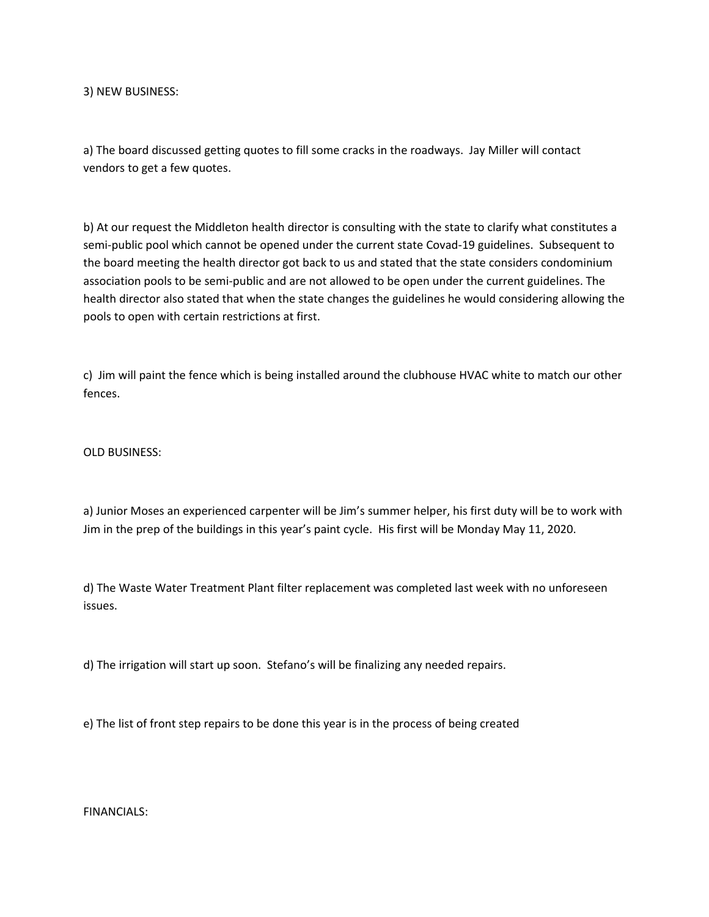3) NEW BUSINESS:

a) The board discussed getting quotes to fill some cracks in the roadways. Jay Miller will contact vendors to get a few quotes.

b) At our request the Middleton health director is consulting with the state to clarify what constitutes a semi-public pool which cannot be opened under the current state Covad-19 guidelines. Subsequent to the board meeting the health director got back to us and stated that the state considers condominium association pools to be semi-public and are not allowed to be open under the current guidelines. The health director also stated that when the state changes the guidelines he would considering allowing the pools to open with certain restrictions at first.

c) Jim will paint the fence which is being installed around the clubhouse HVAC white to match our other fences.

OLD BUSINESS:

a) Junior Moses an experienced carpenter will be Jim's summer helper, his first duty will be to work with Jim in the prep of the buildings in this year's paint cycle. His first will be Monday May 11, 2020.

d) The Waste Water Treatment Plant filter replacement was completed last week with no unforeseen issues.

d) The irrigation will start up soon. Stefano's will be finalizing any needed repairs.

e) The list of front step repairs to be done this year is in the process of being created

FINANCIALS: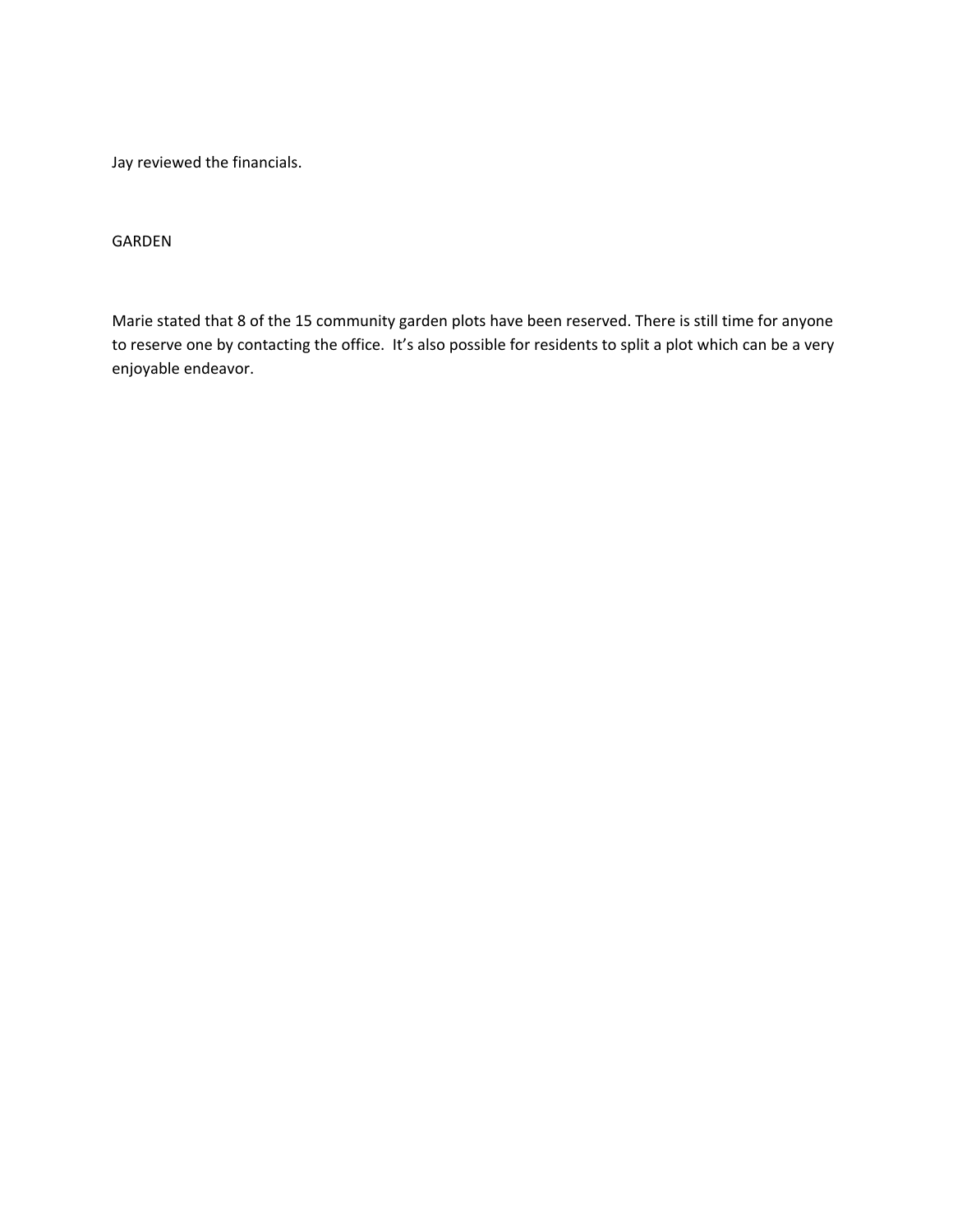Jay reviewed the financials.

GARDEN

Marie stated that 8 of the 15 community garden plots have been reserved. There is still time for anyone to reserve one by contacting the office.  It's also possible for residents to split a plot which can be a very enjoyable endeavor.